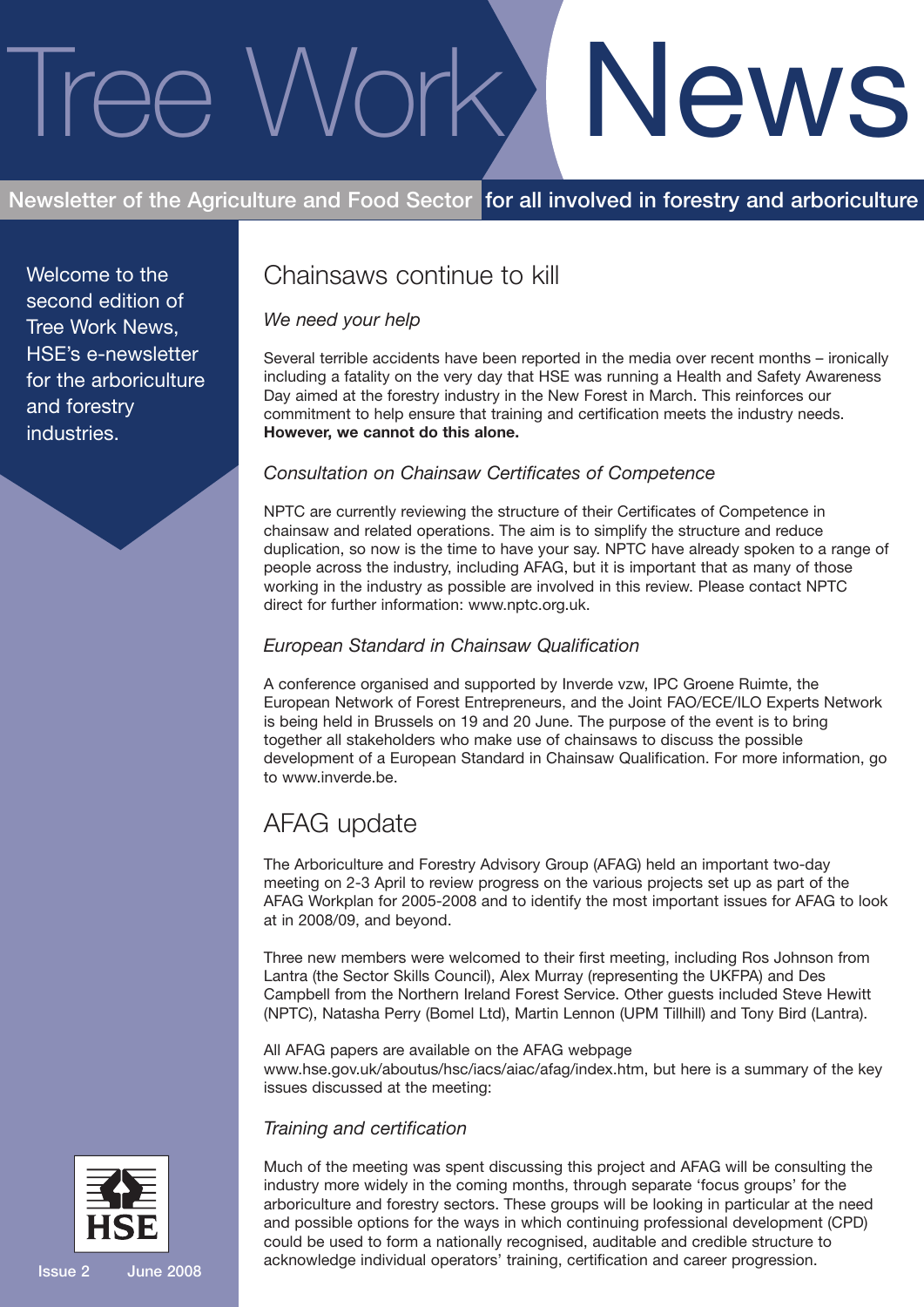# Tree Work News

**Newsletter of the Agriculture and Food Sector** for all involved in forestry and arboriculture

Welcome to the second edition of Tree Work News, HSE's e-newsletter for the arboriculture and forestry industries.

Issue 2 June 2008

## Chainsaws continue to kill

### *We need your help*

Several terrible accidents have been reported in the media over recent months – ironically including a fatality on the very day that HSE was running a Health and Safety Awareness Day aimed at the forestry industry in the New Forest in March. This reinforces our commitment to help ensure that training and certification meets the industry needs. **However, we cannot do this alone.**

### *Consultation on Chainsaw Certificates of Competence*

NPTC are currently reviewing the structure of their Certificates of Competence in chainsaw and related operations. The aim is to simplify the structure and reduce duplication, so now is the time to have your say. NPTC have already spoken to a range of people across the industry, including AFAG, but it is important that as many of those working in the industry as possible are involved in this review. Please contact NPTC direct for further information: www.nptc.org.uk.

### *European Standard in Chainsaw Qualification*

A conference organised and supported by Inverde vzw, IPC Groene Ruimte, the European Network of Forest Entrepreneurs, and the Joint FAO/ECE/ILO Experts Network is being held in Brussels on 19 and 20 June. The purpose of the event is to bring together all stakeholders who make use of chainsaws to discuss the possible development of a European Standard in Chainsaw Qualification. For more information, go to www.inverde.be.

## AFAG update

The Arboriculture and Forestry Advisory Group (AFAG) held an important two-day meeting on 2-3 April to review progress on the various projects set up as part of the AFAG Workplan for 2005-2008 and to identify the most important issues for AFAG to look at in 2008/09, and beyond.

Three new members were welcomed to their first meeting, including Ros Johnson from Lantra (the Sector Skills Council), Alex Murray (representing the UKFPA) and Des Campbell from the Northern Ireland Forest Service. Other guests included Steve Hewitt (NPTC), Natasha Perry (Bomel Ltd), Martin Lennon (UPM Tillhill) and Tony Bird (Lantra).

All AFAG papers are available on the AFAG webpage www.hse.gov.uk/aboutus/hsc/iacs/aiac/afag/index.htm, but here is a summary of the key issues discussed at the meeting:

### *Training and certification*

Much of the meeting was spent discussing this project and AFAG will be consulting the industry more widely in the coming months, through separate 'focus groups' for the arboriculture and forestry sectors. These groups will be looking in particular at the need and possible options for the ways in which continuing professional development (CPD) could be used to form a nationally recognised, auditable and credible structure to acknowledge individual operators' training, certification and career progression.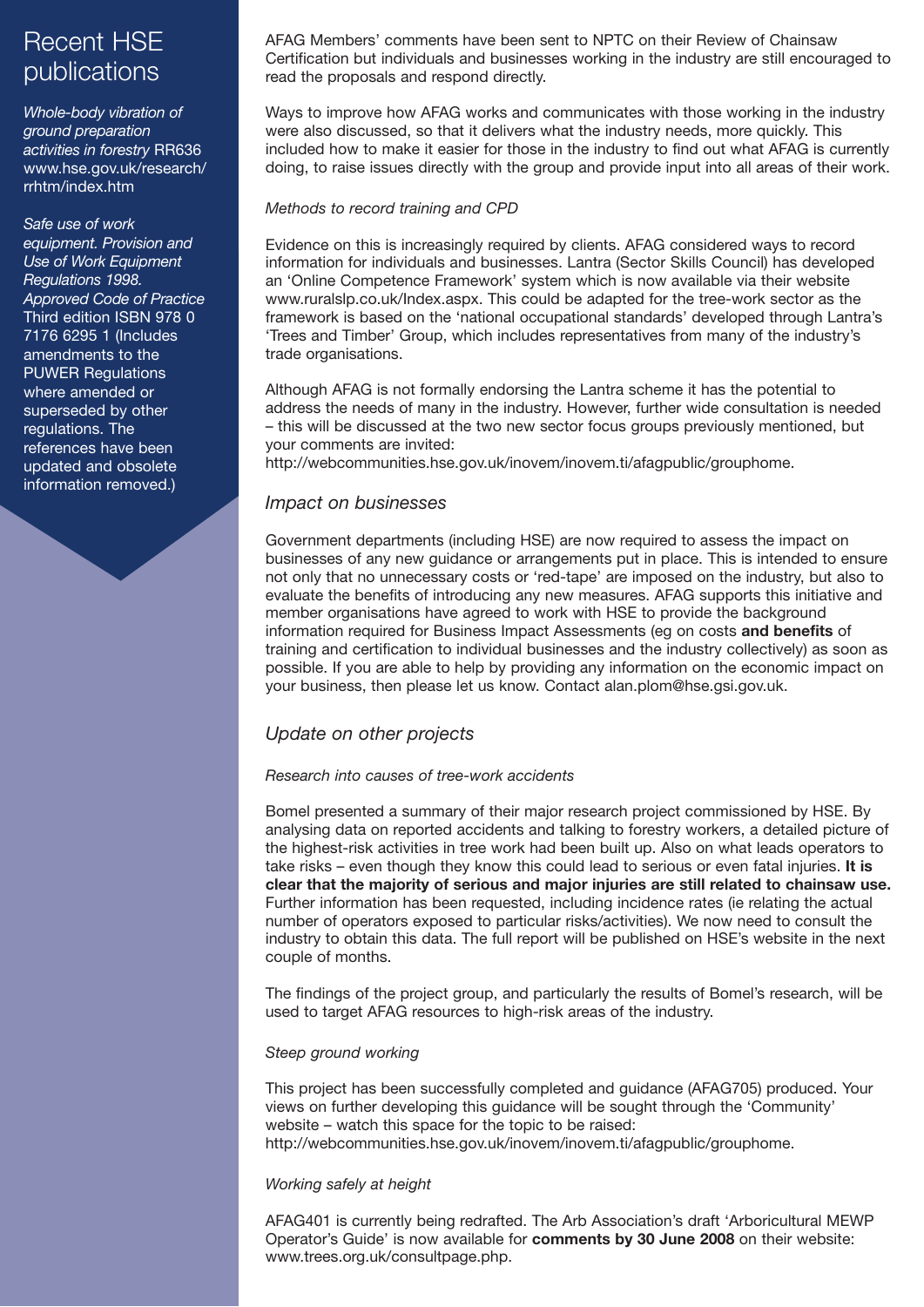## Recent HSE publications

*Whole-body vibration of ground preparation activities in forestry* RR636 www.hse.gov.uk/research/rrhtm/index.htm

*Safe use of work equipment. Provision and Use of Work Equipment Regulations 1998. Approved Code of Practice* Third edition ISBN 978 0 7176 6295 1 (Includes amendments to the PUWER Regulations where amended or superseded by other regulations. The references have been updated and obsolete information removed.)

AFAG Members' comments have been sent to NPTC on their Review of Chainsaw Certification but individuals and businesses working in the industry are still encouraged to read the proposals and respond directly.

Ways to improve how AFAG works and communicates with those working in the industry were also discussed, so that it delivers what the industry needs, more quickly. This included how to make it easier for those in the industry to find out what AFAG is currently doing, to raise issues directly with the group and provide input into all areas of their work.

*Methods to record training and CPD*

Evidence on this is increasingly required by clients. AFAG considered ways to record information for individuals and businesses. Lantra (Sector Skills Council) has developed an 'Online Competence Framework' system which is now available via their website www.ruralslp.co.uk/Index.aspx. This could be adapted for the tree-work sector as the framework is based on the 'national occupational standards' developed through Lantra's 'Trees and Timber' Group, which includes representatives from many of the industry's trade organisations.

Although AFAG is not formally endorsing the Lantra scheme it has the potential to address the needs of many in the industry. However, further wide consultation is needed – this will be discussed at the two new sector focus groups previously mentioned, but your comments are invited:
http://webcommunities.hse.gov.uk/inovem/inovem.ti/afagpublic/grouphome.

### *Impact on businesses*

Government departments (including HSE) are now required to assess the impact on businesses of any new guidance or arrangements put in place. This is intended to ensure not only that no unnecessary costs or 'red-tape' are imposed on the industry, but also to evaluate the benefits of introducing any new measures. AFAG supports this initiative and member organisations have agreed to work with HSE to provide the background information required for Business Impact Assessments (eg on costs **and benefits** of training and certification to individual businesses and the industry collectively) as soon as possible. If you are able to help by providing any information on the economic impact on your business, then please let us know. Contact alan.plom@hse.gsi.gov.uk.

### *Update on other projects*

*Research into causes of tree-work accidents*

Bomel presented a summary of their major research project commissioned by HSE. By analysing data on reported accidents and talking to forestry workers, a detailed picture of the highest-risk activities in tree work had been built up. Also on what leads operators to take risks – even though they know this could lead to serious or even fatal injuries. **It is clear that the majority of serious and major injuries are still related to chainsaw use.** Further information has been requested, including incidence rates (ie relating the actual number of operators exposed to particular risks/activities). We now need to consult the industry to obtain this data. The full report will be published on HSE's website in the next couple of months.

The findings of the project group, and particularly the results of Bomel's research, will be used to target AFAG resources to high-risk areas of the industry.

*Steep ground working*

This project has been successfully completed and guidance (AFAG705) produced. Your views on further developing this guidance will be sought through the 'Community' website – watch this space for the topic to be raised:
http://webcommunities.hse.gov.uk/inovem/inovem.ti/afagpublic/grouphome.

*Working safely at height*

AFAG401 is currently being redrafted. The Arb Association's draft 'Arboricultural MEWP Operator's Guide' is now available for **comments by 30 June 2008** on their website: www.trees.org.uk/consultpage.php.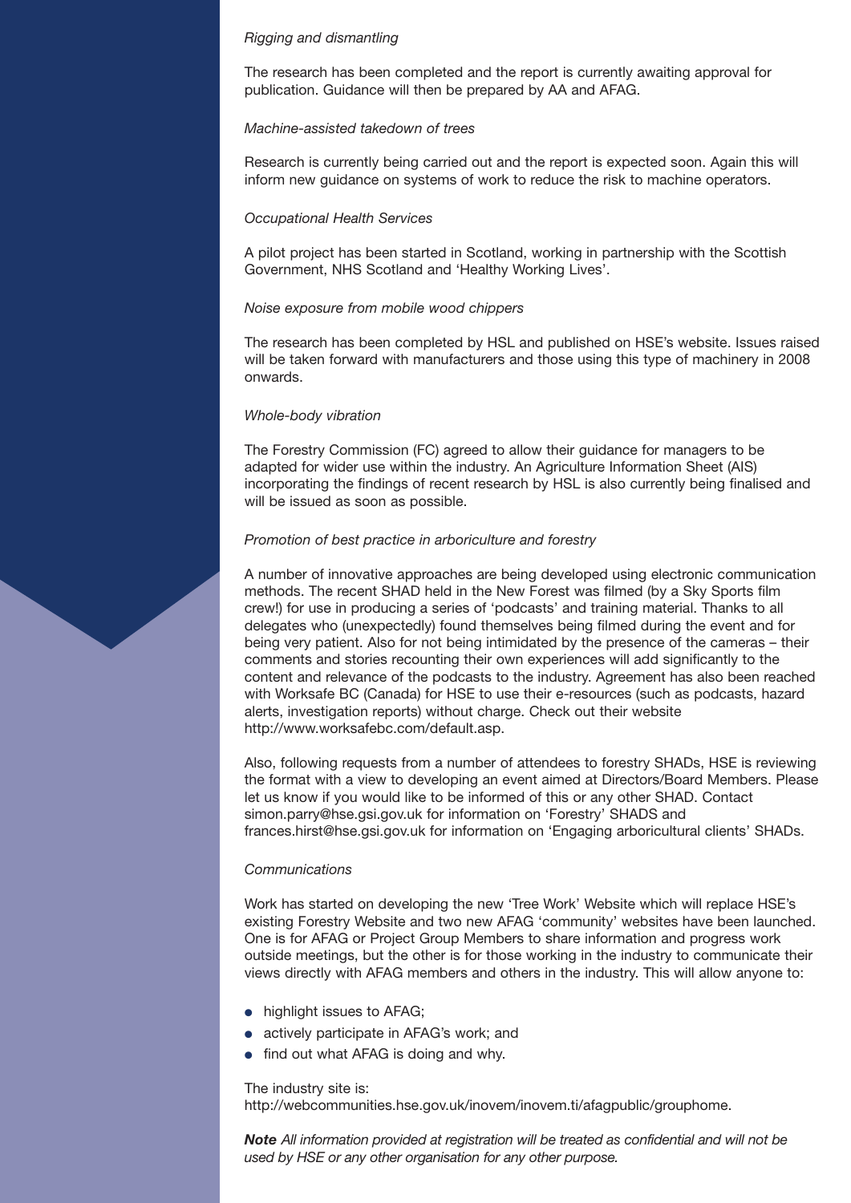*Rigging and dismantling*

The research has been completed and the report is currently awaiting approval for publication. Guidance will then be prepared by AA and AFAG.

*Machine-assisted takedown of trees*

Research is currently being carried out and the report is expected soon. Again this will inform new guidance on systems of work to reduce the risk to machine operators.

*Occupational Health Services*

A pilot project has been started in Scotland, working in partnership with the Scottish Government, NHS Scotland and 'Healthy Working Lives'.

*Noise exposure from mobile wood chippers*

The research has been completed by HSL and published on HSE's website. Issues raised will be taken forward with manufacturers and those using this type of machinery in 2008 onwards.

*Whole-body vibration*

The Forestry Commission (FC) agreed to allow their guidance for managers to be adapted for wider use within the industry. An Agriculture Information Sheet (AIS) incorporating the findings of recent research by HSL is also currently being finalised and will be issued as soon as possible.

*Promotion of best practice in arboriculture and forestry*

A number of innovative approaches are being developed using electronic communication methods. The recent SHAD held in the New Forest was filmed (by a Sky Sports film crew!) for use in producing a series of 'podcasts' and training material. Thanks to all delegates who (unexpectedly) found themselves being filmed during the event and for being very patient. Also for not being intimidated by the presence of the cameras – their comments and stories recounting their own experiences will add significantly to the content and relevance of the podcasts to the industry. Agreement has also been reached with Worksafe BC (Canada) for HSE to use their e-resources (such as podcasts, hazard alerts, investigation reports) without charge. Check out their website http://www.worksafebc.com/default.asp.

Also, following requests from a number of attendees to forestry SHADs, HSE is reviewing the format with a view to developing an event aimed at Directors/Board Members. Please let us know if you would like to be informed of this or any other SHAD. Contact simon.parry@hse.gsi.gov.uk for information on 'Forestry' SHADS and frances.hirst@hse.gsi.gov.uk for information on 'Engaging arboricultural clients' SHADs.

*Communications*

Work has started on developing the new 'Tree Work' Website which will replace HSE's existing Forestry Website and two new AFAG 'community' websites have been launched. One is for AFAG or Project Group Members to share information and progress work outside meetings, but the other is for those working in the industry to communicate their views directly with AFAG members and others in the industry. This will allow anyone to:

- highlight issues to AFAG;
- actively participate in AFAG's work; and
- find out what AFAG is doing and why.

The industry site is:
http://webcommunities.hse.gov.uk/inovem/inovem.ti/afagpublic/grouphome.

***Note*** *All information provided at registration will be treated as confidential and will not be used by HSE or any other organisation for any other purpose.*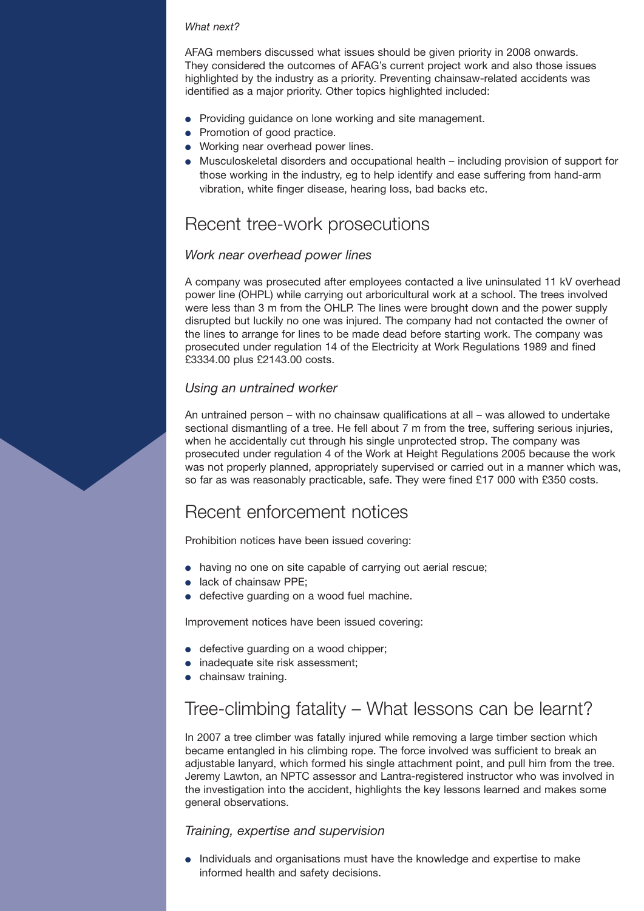*What next?*

AFAG members discussed what issues should be given priority in 2008 onwards. They considered the outcomes of AFAG's current project work and also those issues highlighted by the industry as a priority. Preventing chainsaw-related accidents was identified as a major priority. Other topics highlighted included:

- Providing guidance on lone working and site management.
- Promotion of good practice.
- Working near overhead power lines.
- Musculoskeletal disorders and occupational health – including provision of support for those working in the industry, eg to help identify and ease suffering from hand-arm vibration, white finger disease, hearing loss, bad backs etc.

## Recent tree-work prosecutions

*Work near overhead power lines*

A company was prosecuted after employees contacted a live uninsulated 11 kV overhead power line (OHPL) while carrying out arboricultural work at a school. The trees involved were less than 3 m from the OHLP. The lines were brought down and the power supply disrupted but luckily no one was injured. The company had not contacted the owner of the lines to arrange for lines to be made dead before starting work. The company was prosecuted under regulation 14 of the Electricity at Work Regulations 1989 and fined £3334.00 plus £2143.00 costs.

*Using an untrained worker*

An untrained person – with no chainsaw qualifications at all – was allowed to undertake sectional dismantling of a tree. He fell about 7 m from the tree, suffering serious injuries, when he accidentally cut through his single unprotected strop. The company was prosecuted under regulation 4 of the Work at Height Regulations 2005 because the work was not properly planned, appropriately supervised or carried out in a manner which was, so far as was reasonably practicable, safe. They were fined £17 000 with £350 costs.

## Recent enforcement notices

Prohibition notices have been issued covering:

- having no one on site capable of carrying out aerial rescue;
- lack of chainsaw PPE;
- defective guarding on a wood fuel machine.

Improvement notices have been issued covering:

- defective guarding on a wood chipper;
- inadequate site risk assessment;
- chainsaw training.

## Tree-climbing fatality – What lessons can be learnt?

In 2007 a tree climber was fatally injured while removing a large timber section which became entangled in his climbing rope. The force involved was sufficient to break an adjustable lanyard, which formed his single attachment point, and pull him from the tree. Jeremy Lawton, an NPTC assessor and Lantra-registered instructor who was involved in the investigation into the accident, highlights the key lessons learned and makes some general observations.

*Training, expertise and supervision*

- Individuals and organisations must have the knowledge and expertise to make informed health and safety decisions.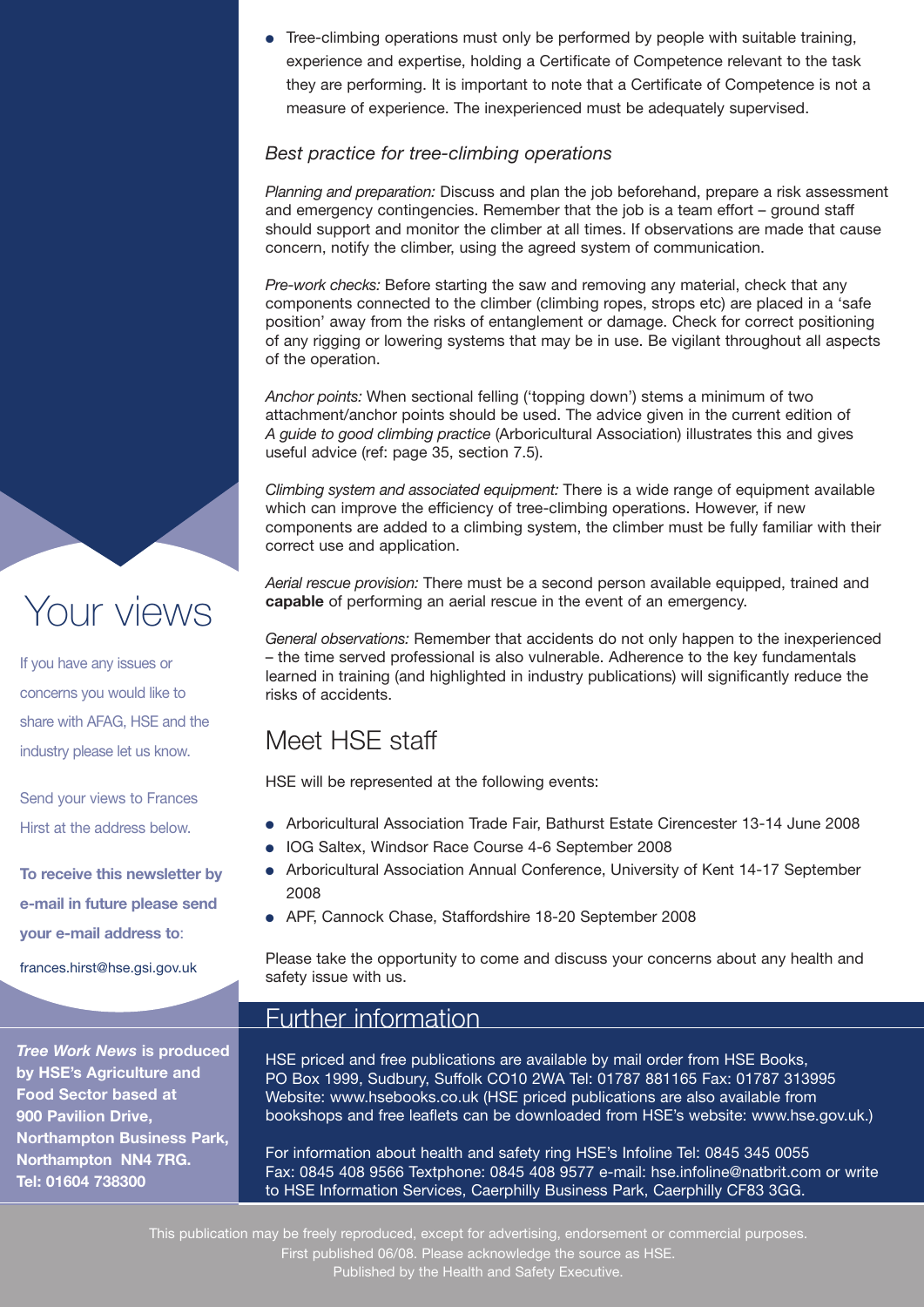- Tree-climbing operations must only be performed by people with suitable training, experience and expertise, holding a Certificate of Competence relevant to the task they are performing. It is important to note that a Certificate of Competence is not a measure of experience. The inexperienced must be adequately supervised.

### *Best practice for tree-climbing operations*

*Planning and preparation:* Discuss and plan the job beforehand, prepare a risk assessment and emergency contingencies. Remember that the job is a team effort – ground staff should support and monitor the climber at all times. If observations are made that cause concern, notify the climber, using the agreed system of communication.

*Pre-work checks:* Before starting the saw and removing any material, check that any components connected to the climber (climbing ropes, strops etc) are placed in a 'safe position' away from the risks of entanglement or damage. Check for correct positioning of any rigging or lowering systems that may be in use. Be vigilant throughout all aspects of the operation.

*Anchor points:* When sectional felling ('topping down') stems a minimum of two attachment/anchor points should be used. The advice given in the current edition of *A guide to good climbing practice* (Arboricultural Association) illustrates this and gives useful advice (ref: page 35, section 7.5).

*Climbing system and associated equipment:* There is a wide range of equipment available which can improve the efficiency of tree-climbing operations. However, if new components are added to a climbing system, the climber must be fully familiar with their correct use and application.

*Aerial rescue provision:* There must be a second person available equipped, trained and **capable** of performing an aerial rescue in the event of an emergency.

*General observations:* Remember that accidents do not only happen to the inexperienced – the time served professional is also vulnerable. Adherence to the key fundamentals learned in training (and highlighted in industry publications) will significantly reduce the risks of accidents.

## Meet HSE staff

HSE will be represented at the following events:

- Arboricultural Association Trade Fair, Bathurst Estate Cirencester 13-14 June 2008
- IOG Saltex, Windsor Race Course 4-6 September 2008
- Arboricultural Association Annual Conference, University of Kent 14-17 September 2008
- APF, Cannock Chase, Staffordshire 18-20 September 2008

Please take the opportunity to come and discuss your concerns about any health and safety issue with us.

## Your views

If you have any issues or concerns you would like to share with AFAG, HSE and the industry please let us know.

Send your views to Frances Hirst at the address below.

**To receive this newsletter by e-mail in future please send your e-mail address to**:

frances.hirst@hse.gsi.gov.uk

***Tree Work News* is produced by HSE's Agriculture and Food Sector based at 900 Pavilion Drive, Northampton Business Park, Northampton NN4 7RG. Tel: 01604 738300**

## Further information

HSE priced and free publications are available by mail order from HSE Books, PO Box 1999, Sudbury, Suffolk CO10 2WA Tel: 01787 881165 Fax: 01787 313995 Website: www.hsebooks.co.uk (HSE priced publications are also available from bookshops and free leaflets can be downloaded from HSE's website: www.hse.gov.uk.)

For information about health and safety ring HSE's Infoline Tel: 0845 345 0055 Fax: 0845 408 9566 Textphone: 0845 408 9577 e-mail: hse.infoline@natbrit.com or write to HSE Information Services, Caerphilly Business Park, Caerphilly CF83 3GG.

This publication may be freely reproduced, except for advertising, endorsement or commercial purposes. First published 06/08. Please acknowledge the source as HSE. Published by the Health and Safety Executive.